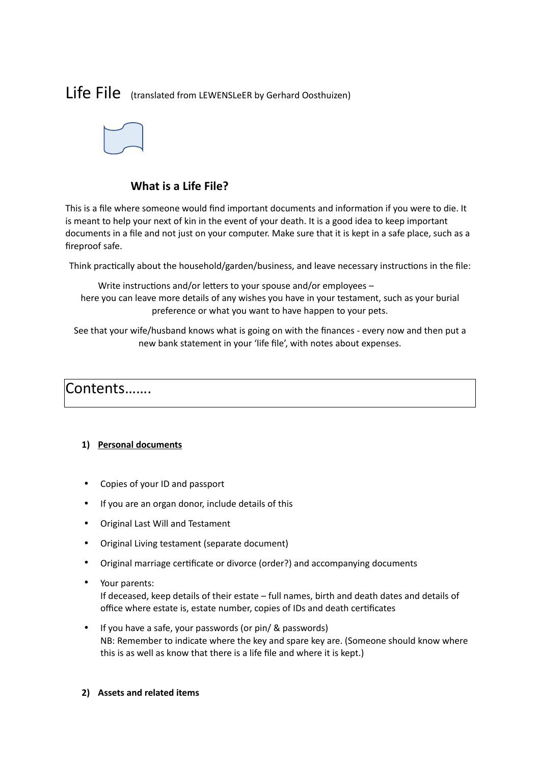# Life File (translated from LEWENSLeER by Gerhard Oosthuizen)

### What is a Life File?

This is a file where someone would find important documents and information if you were to die. It is meant to help your next of kin in the event of your death. It is a good idea to keep important documents in a file and not just on your computer. Make sure that it is kept in a safe place, such as a fireproof safe.

Think practically about the household/garden/business, and leave necessary instructions in the file:

Write instructions and/or letters to your spouse and/or employees – here you can leave more details of any wishes you have in your testament, such as your burial preference or what you want to have happen to your pets.

See that your wife/husband knows what is going on with the finances - every now and then put a new bank statement in your 'life file', with notes about expenses.

## Contents.......

**1) Personal documents**

- Copies of your ID and passport
- If you are an organ donor, include details of this
- Original Last Will and Testament
- Original Living testament (separate document)
- Original marriage certificate or divorce (order?) and accompanying documents
- Your parents:
  If deceased, keep details of their estate – full names, birth and death dates and details of office where estate is, estate number, copies of IDs and death certificates
- If you have a safe, your passwords (or pin/ & passwords)
  NB: Remember to indicate where the key and spare key are. (Someone should know where this is as well as know that there is a life file and where it is kept.)

**2) Assets and related items**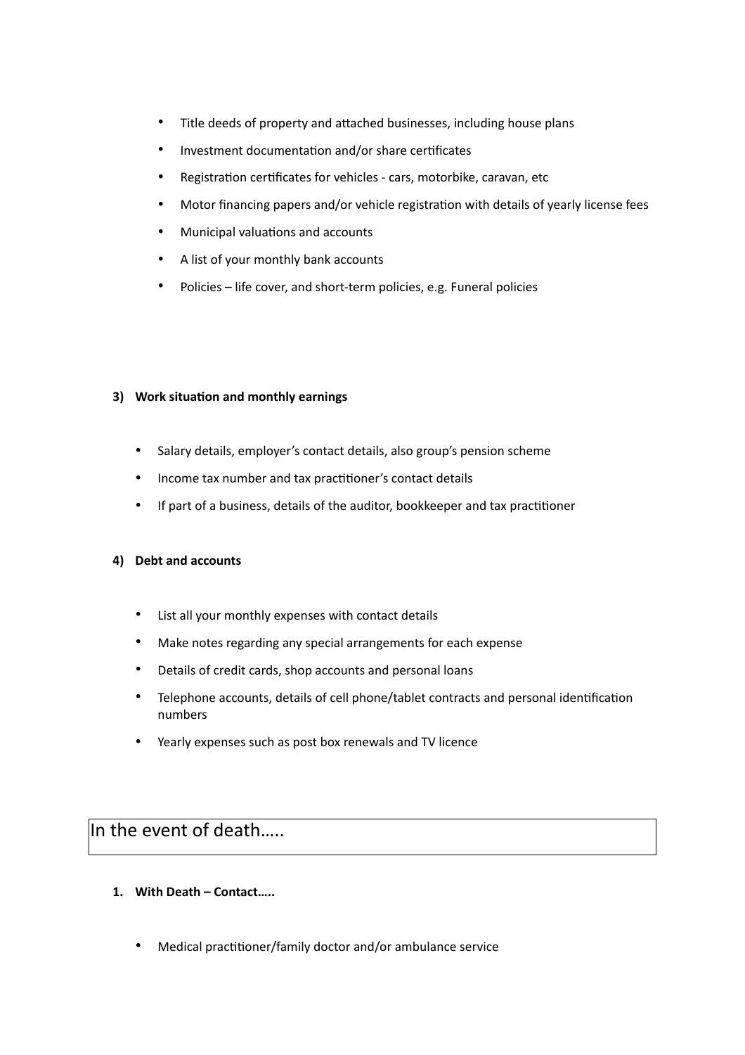- Title deeds of property and attached businesses, including house plans
- Investment documentation and/or share certificates
- Registration certificates for vehicles - cars, motorbike, caravan, etc
- Motor financing papers and/or vehicle registration with details of yearly license fees
- Municipal valuations and accounts
- A list of your monthly bank accounts
- Policies – life cover, and short-term policies, e.g. Funeral policies

**3) Work situation and monthly earnings**

- Salary details, employer's contact details, also group's pension scheme
- Income tax number and tax practitioner's contact details
- If part of a business, details of the auditor, bookkeeper and tax practitioner

**4) Debt and accounts**

- List all your monthly expenses with contact details
- Make notes regarding any special arrangements for each expense
- Details of credit cards, shop accounts and personal loans
- Telephone accounts, details of cell phone/tablet contracts and personal identification numbers
- Yearly expenses such as post box renewals and TV licence

## In the event of death…..

**1. With Death – Contact…..**

- Medical practitioner/family doctor and/or ambulance service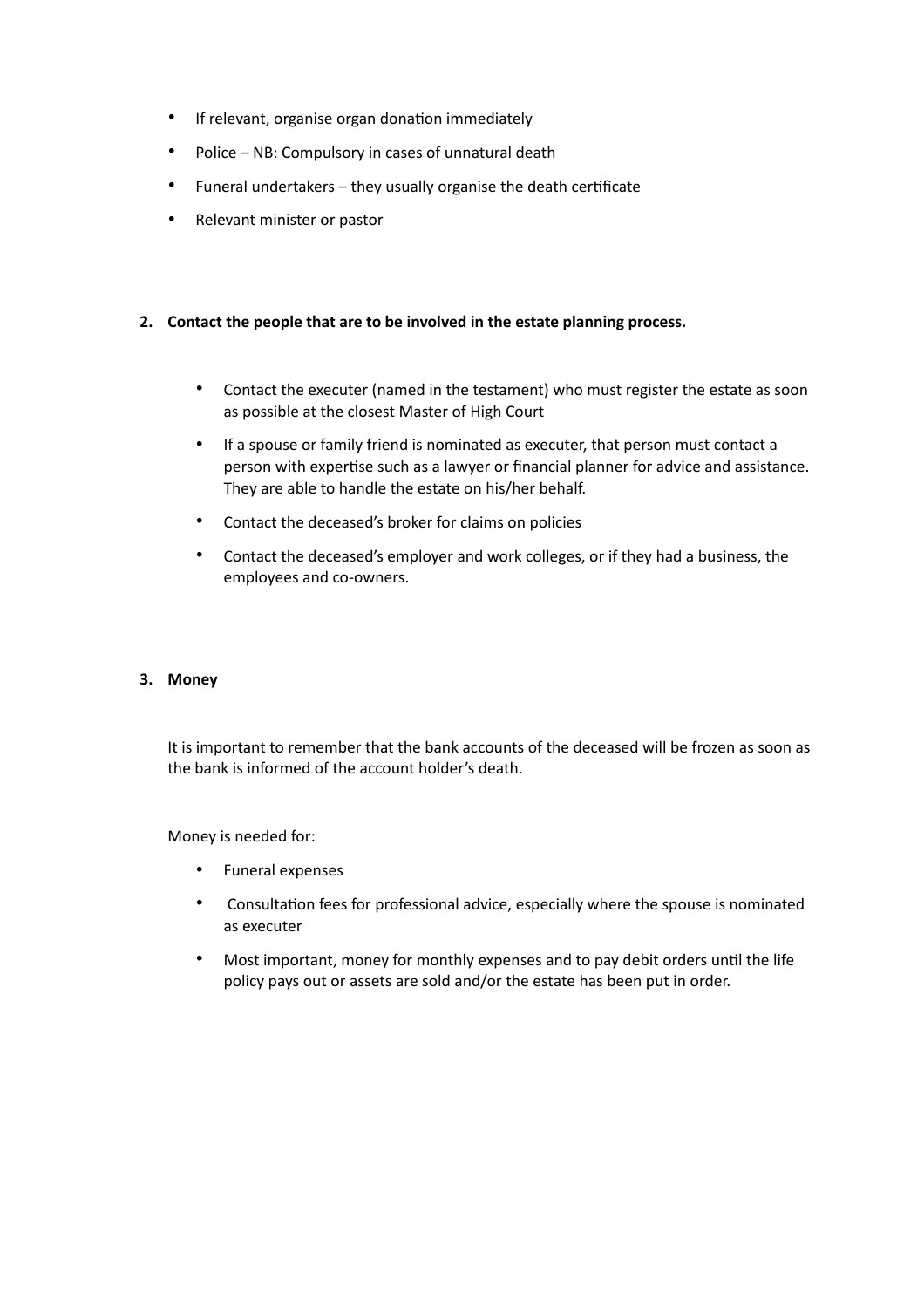- If relevant, organise organ donation immediately
- Police – NB: Compulsory in cases of unnatural death
- Funeral undertakers – they usually organise the death certificate
- Relevant minister or pastor

2. **Contact the people that are to be involved in the estate planning process.**

   - Contact the executer (named in the testament) who must register the estate as soon as possible at the closest Master of High Court
   - If a spouse or family friend is nominated as executer, that person must contact a person with expertise such as a lawyer or financial planner for advice and assistance. They are able to handle the estate on his/her behalf.
   - Contact the deceased's broker for claims on policies
   - Contact the deceased's employer and work colleges, or if they had a business, the employees and co-owners.

3. **Money**

   It is important to remember that the bank accounts of the deceased will be frozen as soon as the bank is informed of the account holder's death.

   Money is needed for:

   - Funeral expenses
   - Consultation fees for professional advice, especially where the spouse is nominated as executer
   - Most important, money for monthly expenses and to pay debit orders until the life policy pays out or assets are sold and/or the estate has been put in order.